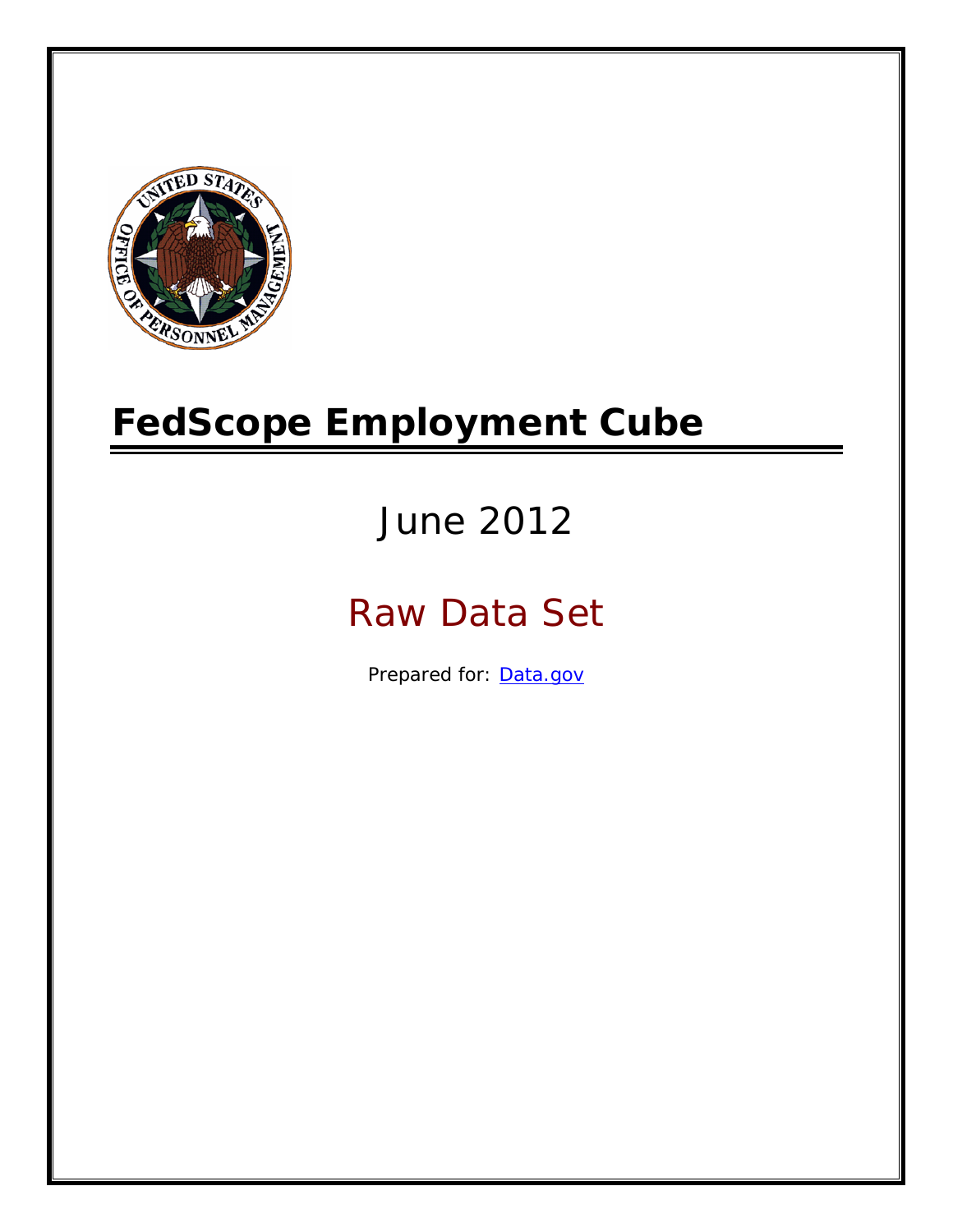# FedScope Employment Cube

## June 2012

## Raw Data Set

Prepared for: [Data.gov](Data.gov)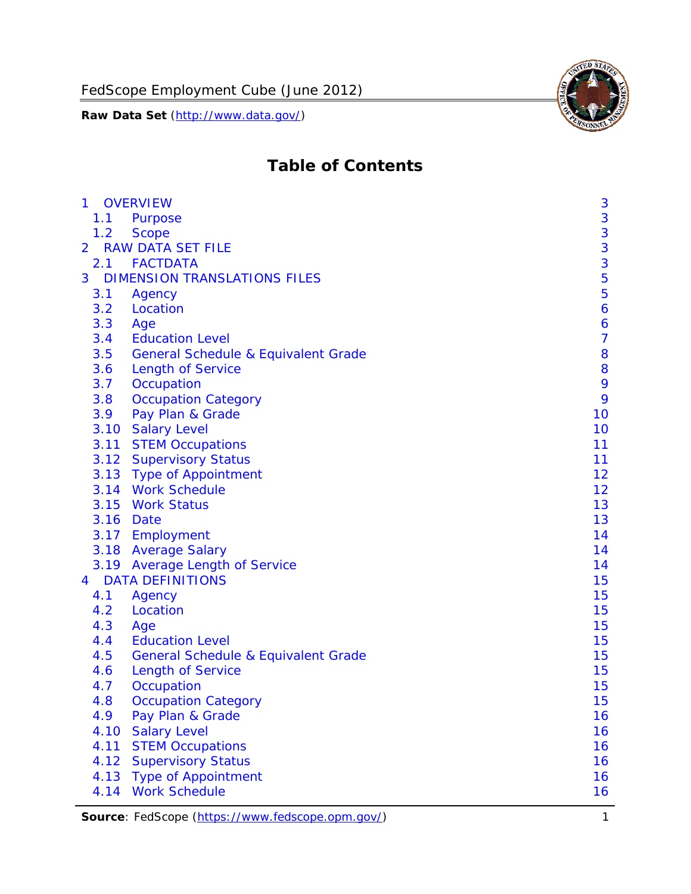# Table of Contents

| | | |
|---|---|---|
| 1 | OVERVIEW | 3 |
| 1.1 | Purpose | 3 |
| 1.2 | Scope | 3 |
| 2 | RAW DATA SET FILE | 3 |
| 2.1 | FACTDATA | 3 |
| 3 | DIMENSION TRANSLATIONS FILES | 5 |
| 3.1 | Agency | 5 |
| 3.2 | Location | 6 |
| 3.3 | Age | 6 |
| 3.4 | Education Level | 7 |
| 3.5 | General Schedule & Equivalent Grade | 8 |
| 3.6 | Length of Service | 8 |
| 3.7 | Occupation | 9 |
| 3.8 | Occupation Category | 9 |
| 3.9 | Pay Plan & Grade | 10 |
| 3.10 | Salary Level | 10 |
| 3.11 | STEM Occupations | 11 |
| 3.12 | Supervisory Status | 11 |
| 3.13 | Type of Appointment | 12 |
| 3.14 | Work Schedule | 12 |
| 3.15 | Work Status | 13 |
| 3.16 | Date | 13 |
| 3.17 | Employment | 14 |
| 3.18 | Average Salary | 14 |
| 3.19 | Average Length of Service | 14 |
| 4 | DATA DEFINITIONS | 15 |
| 4.1 | Agency | 15 |
| 4.2 | Location | 15 |
| 4.3 | Age | 15 |
| 4.4 | Education Level | 15 |
| 4.5 | General Schedule & Equivalent Grade | 15 |
| 4.6 | Length of Service | 15 |
| 4.7 | Occupation | 15 |
| 4.8 | Occupation Category | 15 |
| 4.9 | Pay Plan & Grade | 16 |
| 4.10 | Salary Level | 16 |
| 4.11 | STEM Occupations | 16 |
| 4.12 | Supervisory Status | 16 |
| 4.13 | Type of Appointment | 16 |
| 4.14 | Work Schedule | 16 |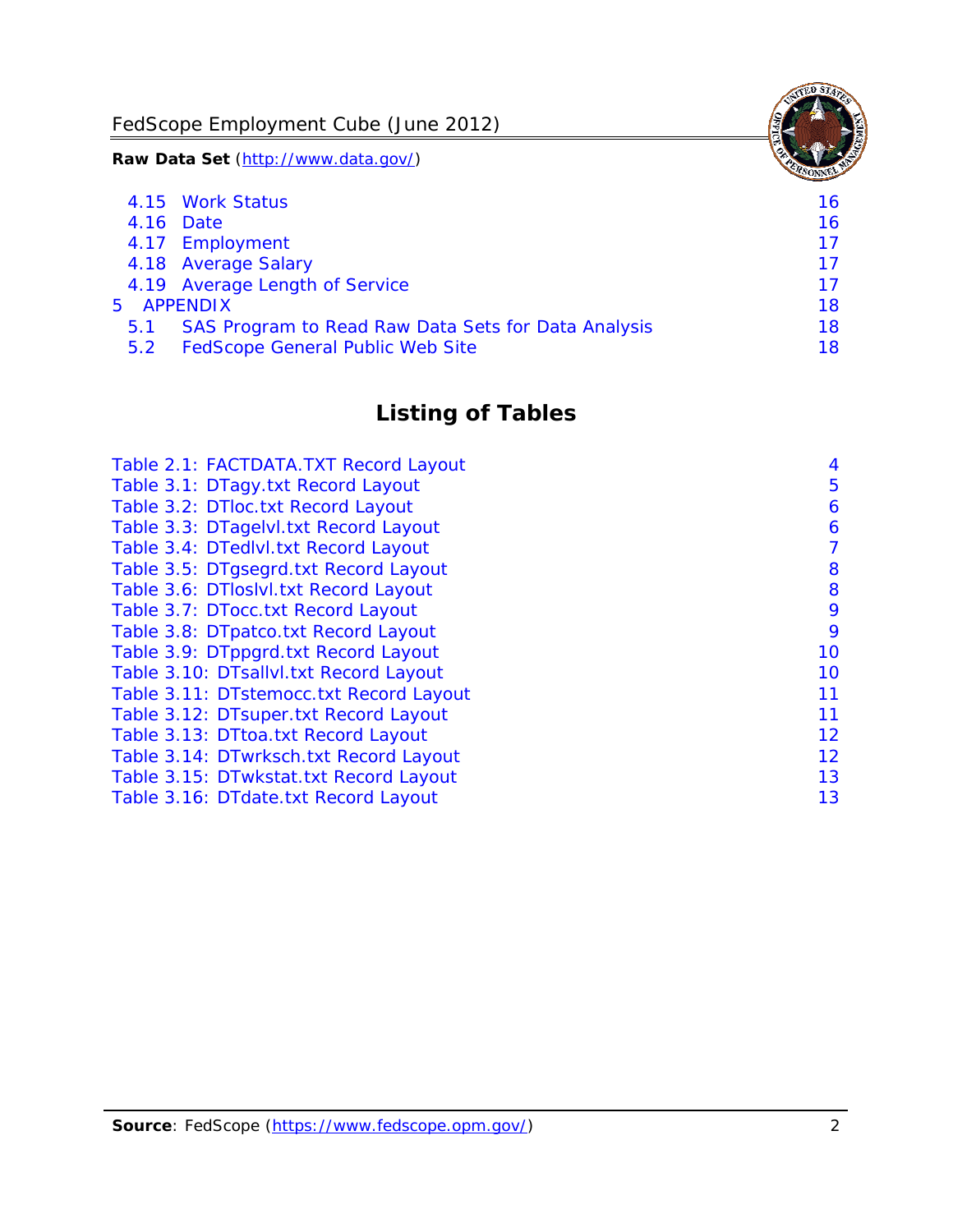4.15 Work Status 16
4.16 Date 16
4.17 Employment 17
4.18 Average Salary 17
4.19 Average Length of Service 17
5 APPENDIX 18
5.1 SAS Program to Read Raw Data Sets for Data Analysis 18
5.2 FedScope General Public Web Site 18

## Listing of Tables

Table 2.1: FACTDATA.TXT Record Layout 4
Table 3.1: DTagy.txt Record Layout 5
Table 3.2: DTloc.txt Record Layout 6
Table 3.3: DTagelvl.txt Record Layout 6
Table 3.4: DTedlvl.txt Record Layout 7
Table 3.5: DTgsegrd.txt Record Layout 8
Table 3.6: DTloslvl.txt Record Layout 8
Table 3.7: DTocc.txt Record Layout 9
Table 3.8: DTpatco.txt Record Layout 9
Table 3.9: DTppgrd.txt Record Layout 10
Table 3.10: DTsallvl.txt Record Layout 10
Table 3.11: DTstemocc.txt Record Layout 11
Table 3.12: DTsuper.txt Record Layout 11
Table 3.13: DTtoa.txt Record Layout 12
Table 3.14: DTwrksch.txt Record Layout 12
Table 3.15: DTwkstat.txt Record Layout 13
Table 3.16: DTdate.txt Record Layout 13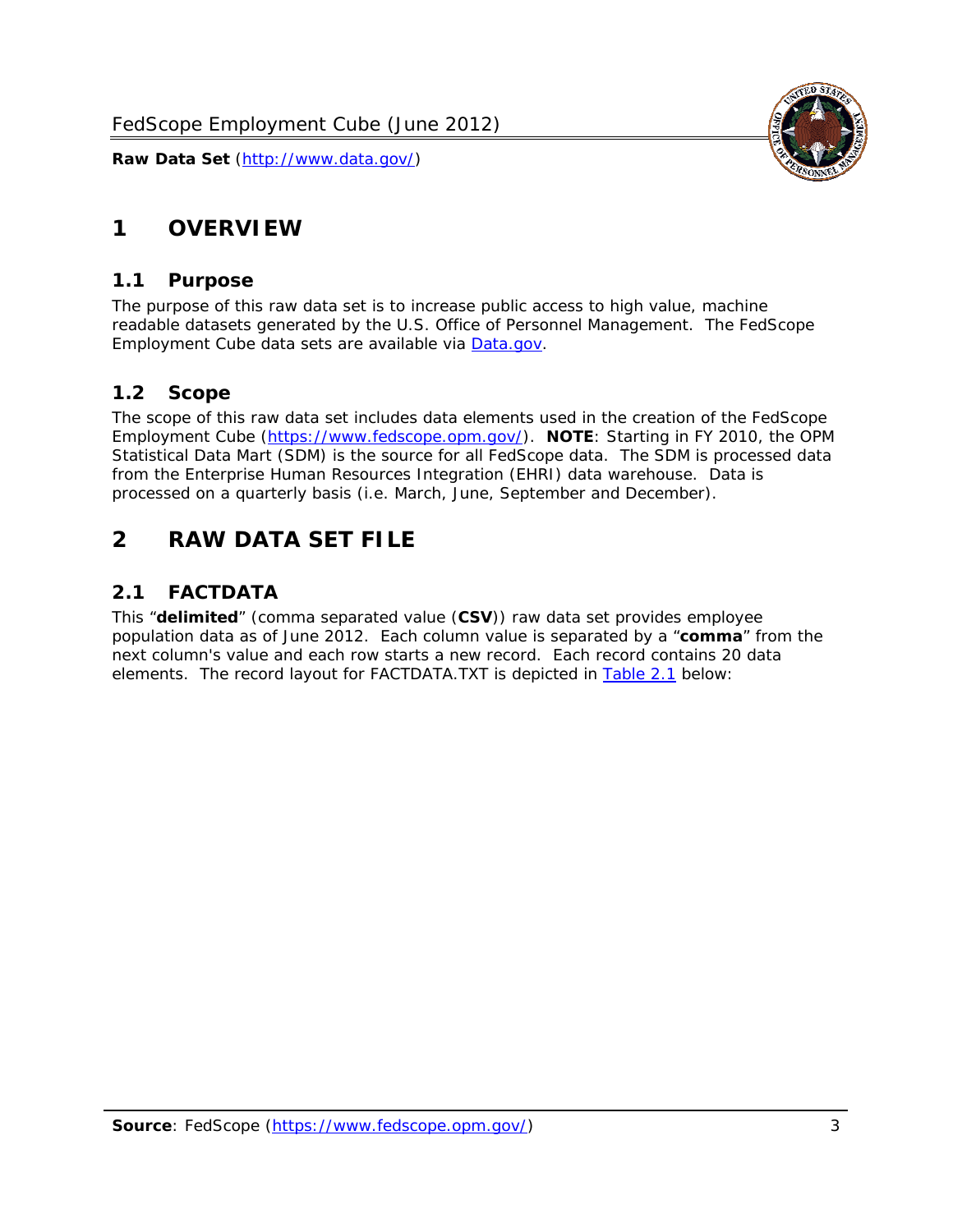# 1 OVERVIEW

## 1.1 Purpose

The purpose of this raw data set is to increase public access to high value, machine readable datasets generated by the U.S. Office of Personnel Management. The FedScope Employment Cube data sets are available via [Data.gov](http://www.data.gov/).

## 1.2 Scope

The scope of this raw data set includes data elements used in the creation of the FedScope Employment Cube (https://www.fedscope.opm.gov/). **NOTE**: Starting in FY 2010, the OPM Statistical Data Mart (SDM) is the source for all FedScope data. The SDM is processed data from the Enterprise Human Resources Integration (EHRI) data warehouse. Data is processed on a quarterly basis (i.e. March, June, September and December).

# 2 RAW DATA SET FILE

## 2.1 FACTDATA

This "**delimited**" (comma separated value (**CSV**)) raw data set provides employee population data as of June 2012. Each column value is separated by a "**comma**" from the next column's value and each row starts a new record. Each record contains 20 data elements. The record layout for FACTDATA.TXT is depicted in Table 2.1 below: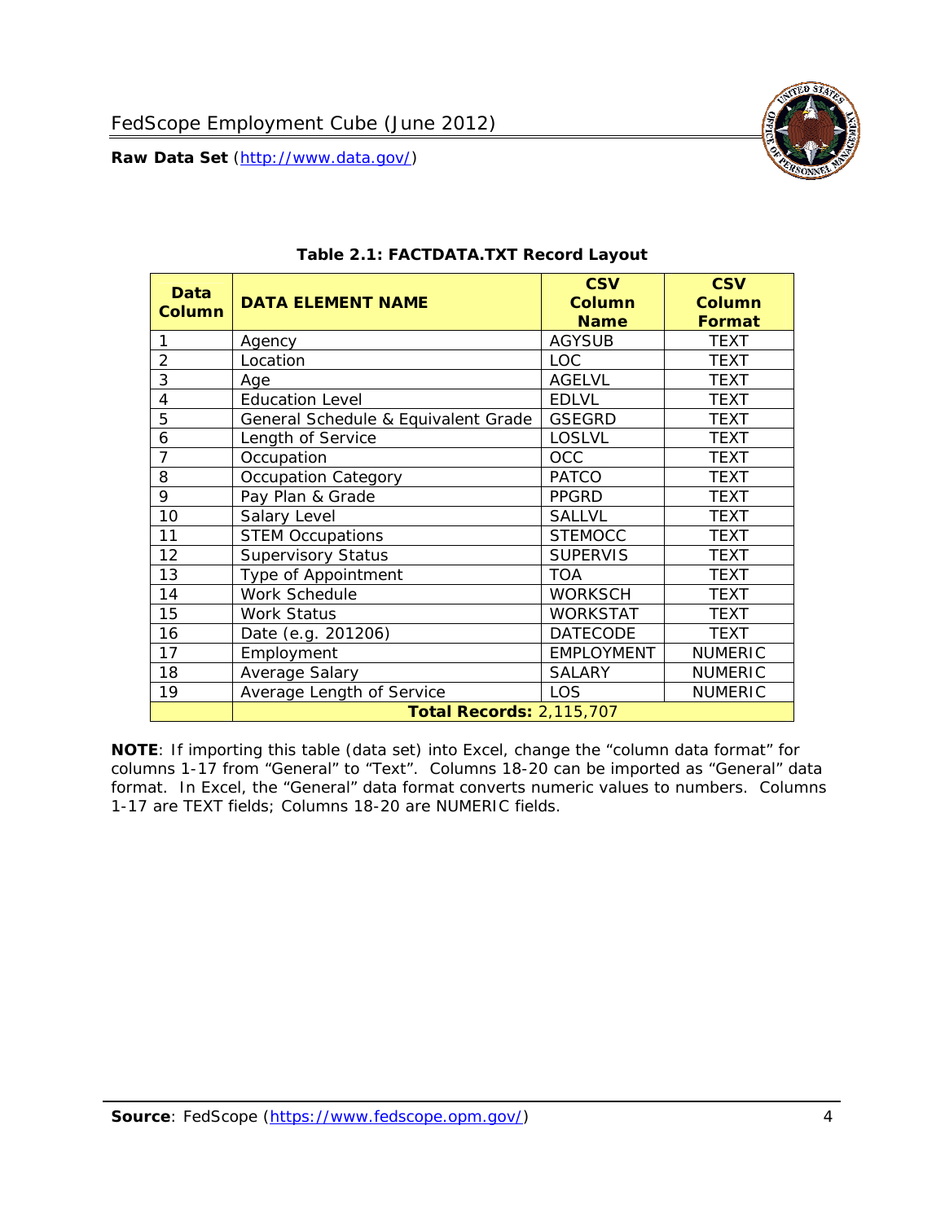**Table 2.1: FACTDATA.TXT Record Layout**

| Data Column | DATA ELEMENT NAME | CSV Column Name | CSV Column Format |
|---|---|---|---|
| 1 | Agency | AGYSUB | TEXT |
| 2 | Location | LOC | TEXT |
| 3 | Age | AGELVL | TEXT |
| 4 | Education Level | EDLVL | TEXT |
| 5 | General Schedule & Equivalent Grade | GSEGRD | TEXT |
| 6 | Length of Service | LOSLVL | TEXT |
| 7 | Occupation | OCC | TEXT |
| 8 | Occupation Category | PATCO | TEXT |
| 9 | Pay Plan & Grade | PPGRD | TEXT |
| 10 | Salary Level | SALLVL | TEXT |
| 11 | STEM Occupations | STEMOCC | TEXT |
| 12 | Supervisory Status | SUPERVIS | TEXT |
| 13 | Type of Appointment | TOA | TEXT |
| 14 | Work Schedule | WORKSCH | TEXT |
| 15 | Work Status | WORKSTAT | TEXT |
| 16 | Date (e.g. 201206) | DATECODE | TEXT |
| 17 | Employment | EMPLOYMENT | NUMERIC |
| 18 | Average Salary | SALARY | NUMERIC |
| 19 | Average Length of Service | LOS | NUMERIC |
| | **Total Records:** 2,115,707 | | |

**NOTE**: If importing this table (data set) into Excel, change the "column data format" for columns 1-17 from "General" to "Text". Columns 18-20 can be imported as "General" data format. In Excel, the "General" data format converts numeric values to numbers. Columns 1-17 are TEXT fields; Columns 18-20 are NUMERIC fields.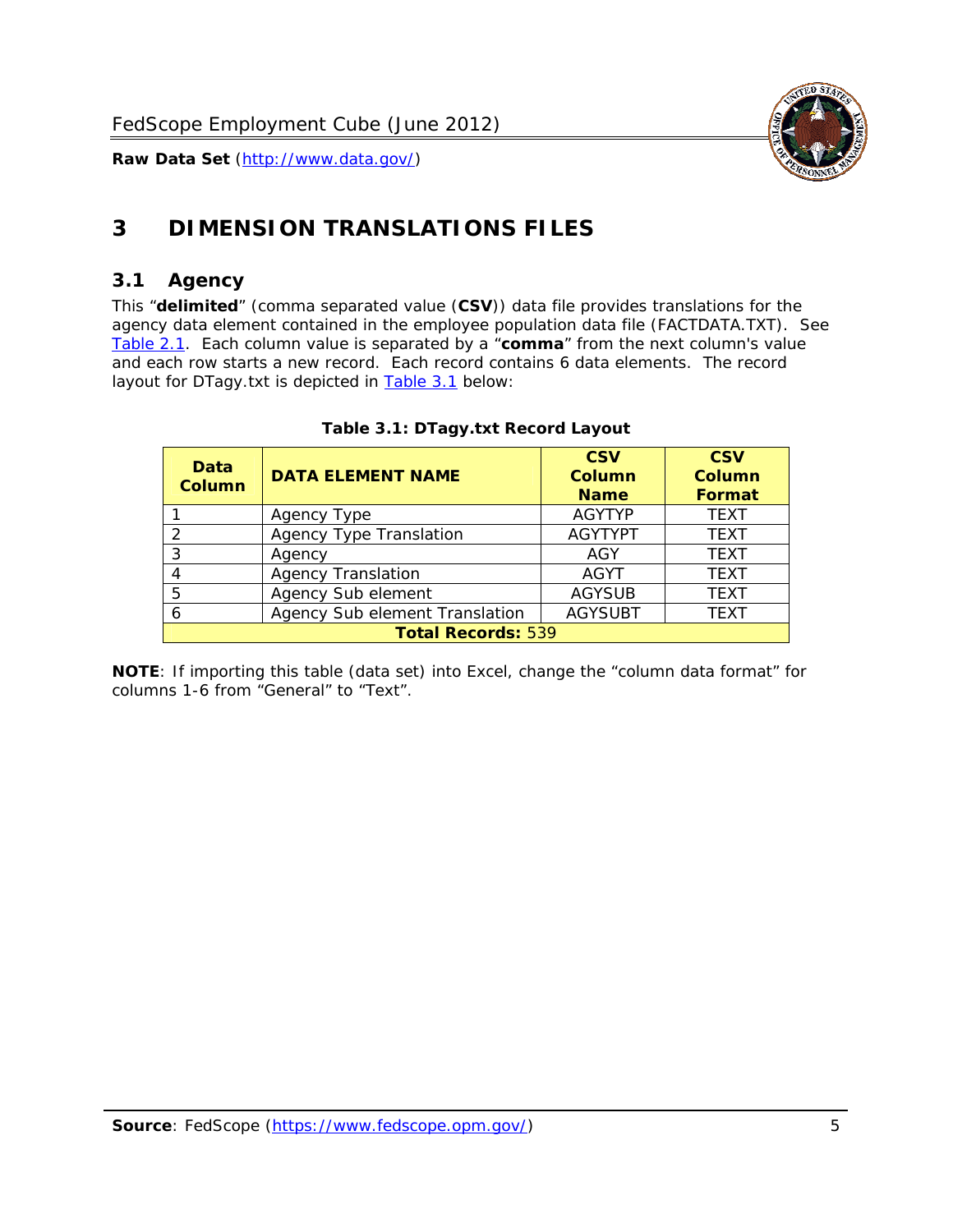# 3 DIMENSION TRANSLATIONS FILES

## 3.1 Agency

This "**delimited**" (comma separated value (**CSV**)) data file provides translations for the agency data element contained in the employee population data file (FACTDATA.TXT). See Table 2.1. Each column value is separated by a "**comma**" from the next column's value and each row starts a new record. Each record contains 6 data elements. The record layout for DTagy.txt is depicted in Table 3.1 below:

**Table 3.1: DTagy.txt Record Layout**

| Data Column | DATA ELEMENT NAME | CSV Column Name | CSV Column Format |
|---|---|---|---|
| 1 | Agency Type | AGYTYP | TEXT |
| 2 | Agency Type Translation | AGYTYPT | TEXT |
| 3 | Agency | AGY | TEXT |
| 4 | Agency Translation | AGYT | TEXT |
| 5 | Agency Sub element | AGYSUB | TEXT |
| 6 | Agency Sub element Translation | AGYSUBT | TEXT |
| **Total Records:** 539 | | | |

**NOTE**: If importing this table (data set) into Excel, change the "column data format" for columns 1-6 from "General" to "Text".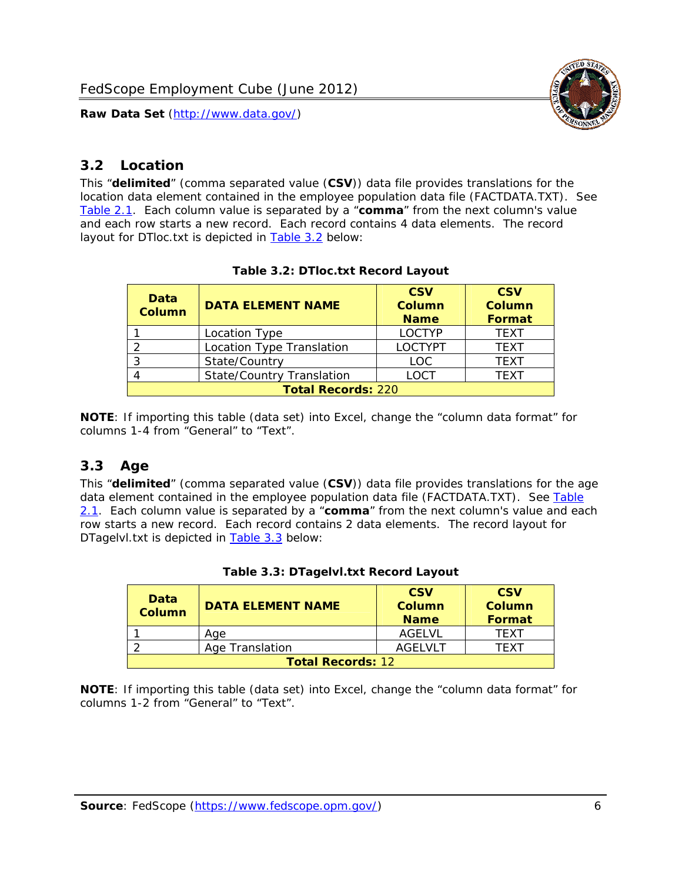## 3.2 Location

This "**delimited**" (comma separated value (**CSV**)) data file provides translations for the location data element contained in the employee population data file (FACTDATA.TXT). See Table 2.1. Each column value is separated by a "**comma**" from the next column's value and each row starts a new record. Each record contains 4 data elements. The record layout for DTloc.txt is depicted in Table 3.2 below:

**Table 3.2: DTloc.txt Record Layout**

| Data Column | DATA ELEMENT NAME | CSV Column Name | CSV Column Format |
|---|---|---|---|
| 1 | Location Type | LOCTYP | TEXT |
| 2 | Location Type Translation | LOCTYPT | TEXT |
| 3 | State/Country | LOC | TEXT |
| 4 | State/Country Translation | LOCT | TEXT |
| **Total Records:** 220 | | | |

**NOTE**: If importing this table (data set) into Excel, change the "column data format" for columns 1-4 from "General" to "Text".

## 3.3 Age

This "**delimited**" (comma separated value (**CSV**)) data file provides translations for the age data element contained in the employee population data file (FACTDATA.TXT). See Table 2.1. Each column value is separated by a "**comma**" from the next column's value and each row starts a new record. Each record contains 2 data elements. The record layout for DTagelvl.txt is depicted in Table 3.3 below:

**Table 3.3: DTagelvl.txt Record Layout**

| Data Column | DATA ELEMENT NAME | CSV Column Name | CSV Column Format |
|---|---|---|---|
| 1 | Age | AGELVL | TEXT |
| 2 | Age Translation | AGELVLT | TEXT |
| **Total Records:** 12 | | | |

**NOTE**: If importing this table (data set) into Excel, change the "column data format" for columns 1-2 from "General" to "Text".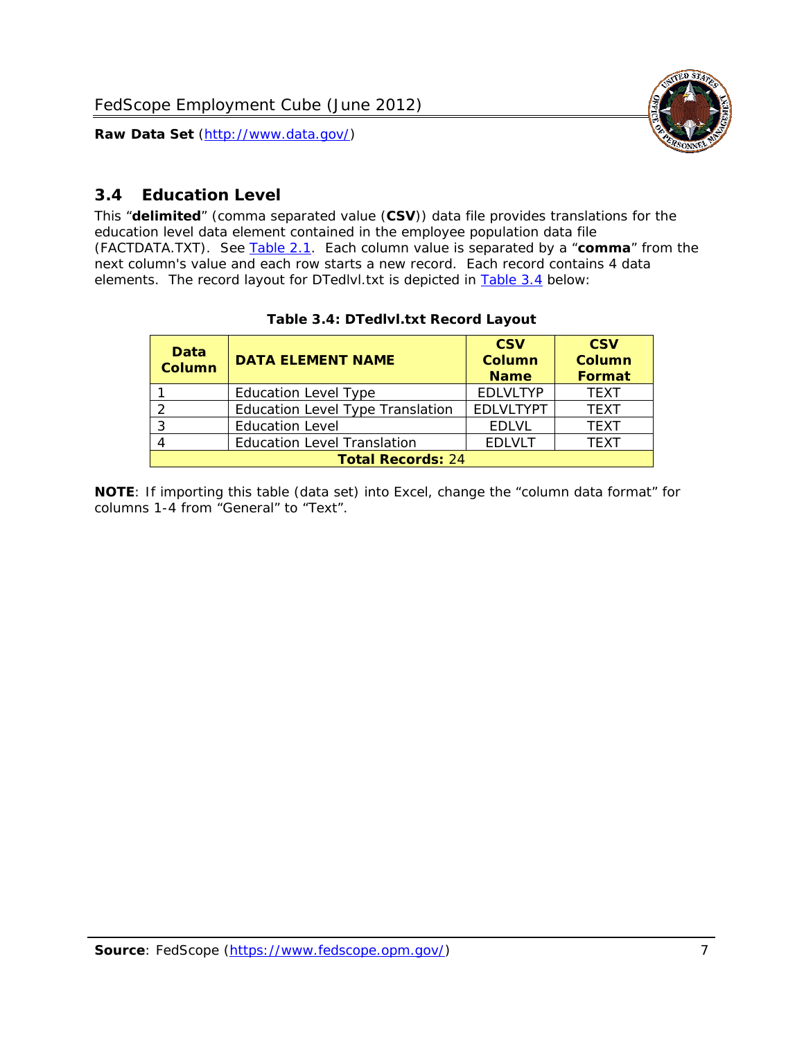## 3.4 Education Level

This "**delimited**" (comma separated value (**CSV**)) data file provides translations for the education level data element contained in the employee population data file (FACTDATA.TXT). See Table 2.1. Each column value is separated by a "**comma**" from the next column's value and each row starts a new record. Each record contains 4 data elements. The record layout for DTedlvl.txt is depicted in Table 3.4 below:

**Table 3.4: DTedlvl.txt Record Layout**

| Data Column | DATA ELEMENT NAME | CSV Column Name | CSV Column Format |
|---|---|---|---|
| 1 | Education Level Type | EDLVLTYP | TEXT |
| 2 | Education Level Type Translation | EDLVLTYPT | TEXT |
| 3 | Education Level | EDLVL | TEXT |
| 4 | Education Level Translation | EDLVLT | TEXT |
| **Total Records:** 24 | | | |

**NOTE**: If importing this table (data set) into Excel, change the "column data format" for columns 1-4 from "General" to "Text".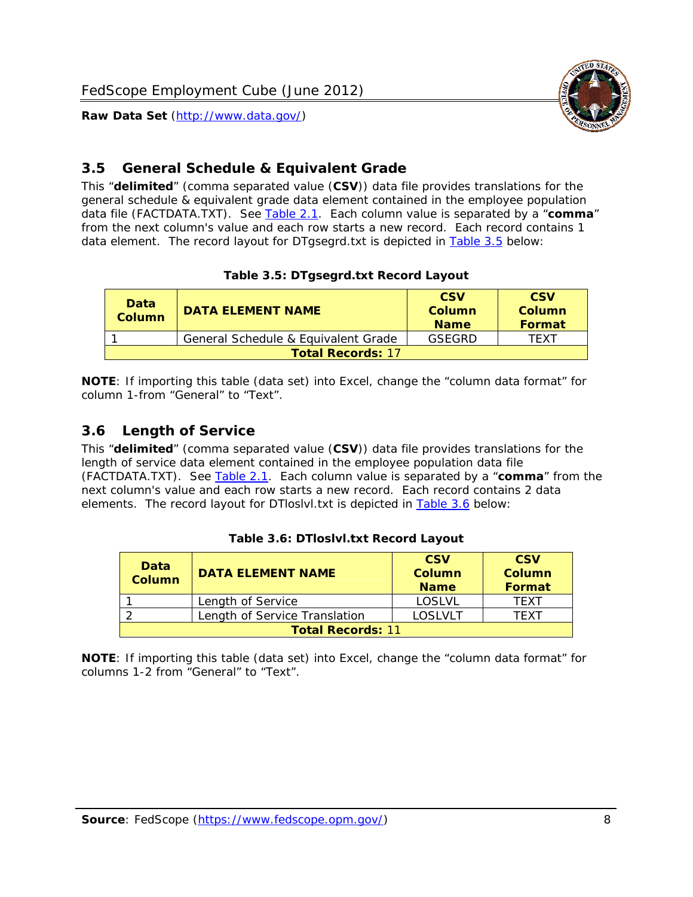## 3.5 General Schedule & Equivalent Grade

This "**delimited**" (comma separated value (**CSV**)) data file provides translations for the general schedule & equivalent grade data element contained in the employee population data file (FACTDATA.TXT). See Table 2.1. Each column value is separated by a "**comma**" from the next column's value and each row starts a new record. Each record contains 1 data element. The record layout for DTgsegrd.txt is depicted in Table 3.5 below:

**Table 3.5: DTgsegrd.txt Record Layout**

| Data Column | DATA ELEMENT NAME | CSV Column Name | CSV Column Format |
|---|---|---|---|
| 1 | General Schedule & Equivalent Grade | GSEGRD | TEXT |
| **Total Records:** 17 | | | |

**NOTE**: If importing this table (data set) into Excel, change the "column data format" for column 1-from "General" to "Text".

## 3.6 Length of Service

This "**delimited**" (comma separated value (**CSV**)) data file provides translations for the length of service data element contained in the employee population data file (FACTDATA.TXT). See Table 2.1. Each column value is separated by a "**comma**" from the next column's value and each row starts a new record. Each record contains 2 data elements. The record layout for DTloslvl.txt is depicted in Table 3.6 below:

**Table 3.6: DTloslvl.txt Record Layout**

| Data Column | DATA ELEMENT NAME | CSV Column Name | CSV Column Format |
|---|---|---|---|
| 1 | Length of Service | LOSLVL | TEXT |
| 2 | Length of Service Translation | LOSLVLT | TEXT |
| **Total Records:** 11 | | | |

**NOTE**: If importing this table (data set) into Excel, change the "column data format" for columns 1-2 from "General" to "Text".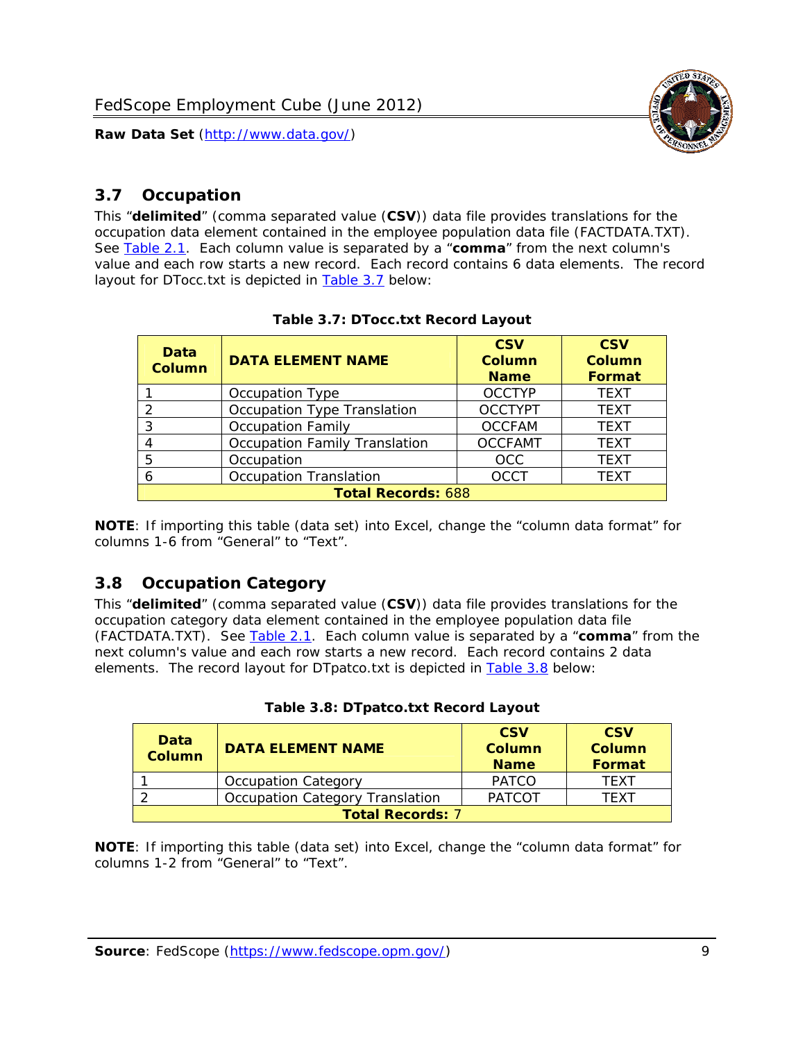## 3.7 Occupation

This "**delimited**" (comma separated value (**CSV**)) data file provides translations for the occupation data element contained in the employee population data file (FACTDATA.TXT). See Table 2.1. Each column value is separated by a "**comma**" from the next column's value and each row starts a new record. Each record contains 6 data elements. The record layout for DTocc.txt is depicted in Table 3.7 below:

**Table 3.7: DTocc.txt Record Layout**

| Data Column | DATA ELEMENT NAME | CSV Column Name | CSV Column Format |
|---|---|---|---|
| 1 | Occupation Type | OCCTYP | TEXT |
| 2 | Occupation Type Translation | OCCTYPT | TEXT |
| 3 | Occupation Family | OCCFAM | TEXT |
| 4 | Occupation Family Translation | OCCFAMT | TEXT |
| 5 | Occupation | OCC | TEXT |
| 6 | Occupation Translation | OCCT | TEXT |
| **Total Records:** 688 | | | |

**NOTE**: If importing this table (data set) into Excel, change the "column data format" for columns 1-6 from "General" to "Text".

## 3.8 Occupation Category

This "**delimited**" (comma separated value (**CSV**)) data file provides translations for the occupation category data element contained in the employee population data file (FACTDATA.TXT). See Table 2.1. Each column value is separated by a "**comma**" from the next column's value and each row starts a new record. Each record contains 2 data elements. The record layout for DTpatco.txt is depicted in Table 3.8 below:

**Table 3.8: DTpatco.txt Record Layout**

| Data Column | DATA ELEMENT NAME | CSV Column Name | CSV Column Format |
|---|---|---|---|
| 1 | Occupation Category | PATCO | TEXT |
| 2 | Occupation Category Translation | PATCOT | TEXT |
| **Total Records:** 7 | | | |

**NOTE**: If importing this table (data set) into Excel, change the "column data format" for columns 1-2 from "General" to "Text".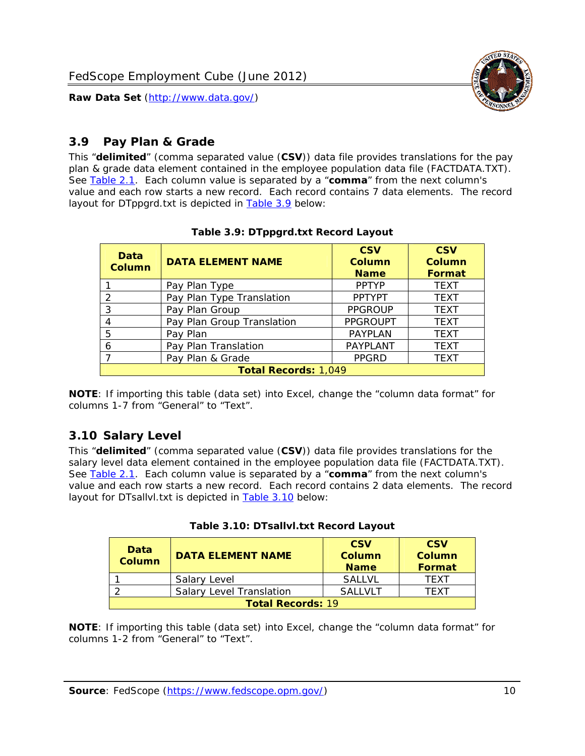## 3.9 Pay Plan & Grade

This "**delimited**" (comma separated value (**CSV**)) data file provides translations for the pay plan & grade data element contained in the employee population data file (FACTDATA.TXT). See Table 2.1. Each column value is separated by a "**comma**" from the next column's value and each row starts a new record. Each record contains 7 data elements. The record layout for DTppgrd.txt is depicted in Table 3.9 below:

**Table 3.9: DTppgrd.txt Record Layout**

| Data Column | DATA ELEMENT NAME | CSV Column Name | CSV Column Format |
|---|---|---|---|
| 1 | Pay Plan Type | PPTYP | TEXT |
| 2 | Pay Plan Type Translation | PPTYPT | TEXT |
| 3 | Pay Plan Group | PPGROUP | TEXT |
| 4 | Pay Plan Group Translation | PPGROUPT | TEXT |
| 5 | Pay Plan | PAYPLAN | TEXT |
| 6 | Pay Plan Translation | PAYPLANT | TEXT |
| 7 | Pay Plan & Grade | PPGRD | TEXT |
| **Total Records:** 1,049 | | | |

**NOTE**: If importing this table (data set) into Excel, change the "column data format" for columns 1-7 from "General" to "Text".

## 3.10 Salary Level

This "**delimited**" (comma separated value (**CSV**)) data file provides translations for the salary level data element contained in the employee population data file (FACTDATA.TXT). See Table 2.1. Each column value is separated by a "**comma**" from the next column's value and each row starts a new record. Each record contains 2 data elements. The record layout for DTsallvl.txt is depicted in Table 3.10 below:

**Table 3.10: DTsallvl.txt Record Layout**

| Data Column | DATA ELEMENT NAME | CSV Column Name | CSV Column Format |
|---|---|---|---|
| 1 | Salary Level | SALLVL | TEXT |
| 2 | Salary Level Translation | SALLVLT | TEXT |
| **Total Records:** 19 | | | |

**NOTE**: If importing this table (data set) into Excel, change the "column data format" for columns 1-2 from "General" to "Text".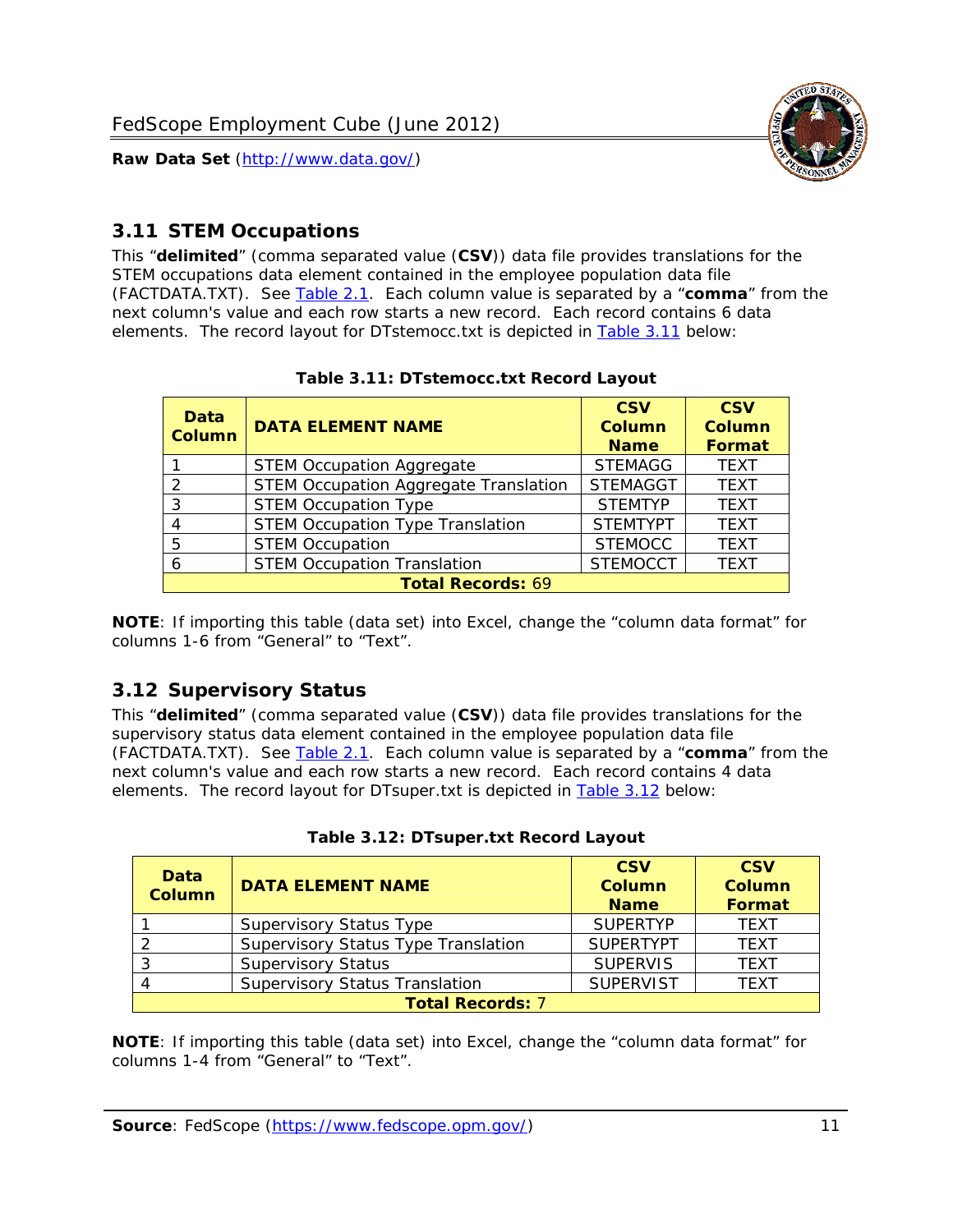## 3.11 STEM Occupations

This "**delimited**" (comma separated value (**CSV**)) data file provides translations for the STEM occupations data element contained in the employee population data file (FACTDATA.TXT). See Table 2.1. Each column value is separated by a "**comma**" from the next column's value and each row starts a new record. Each record contains 6 data elements. The record layout for DTstemocc.txt is depicted in Table 3.11 below:

**Table 3.11: DTstemocc.txt Record Layout**

| Data Column | DATA ELEMENT NAME | CSV Column Name | CSV Column Format |
|---|---|---|---|
| 1 | STEM Occupation Aggregate | STEMAGG | TEXT |
| 2 | STEM Occupation Aggregate Translation | STEMAGGT | TEXT |
| 3 | STEM Occupation Type | STEMTYP | TEXT |
| 4 | STEM Occupation Type Translation | STEMTYPT | TEXT |
| 5 | STEM Occupation | STEMOCC | TEXT |
| 6 | STEM Occupation Translation | STEMOCCT | TEXT |
| **Total Records: 69** | | | |

**NOTE**: If importing this table (data set) into Excel, change the "column data format" for columns 1-6 from "General" to "Text".

## 3.12 Supervisory Status

This "**delimited**" (comma separated value (**CSV**)) data file provides translations for the supervisory status data element contained in the employee population data file (FACTDATA.TXT). See Table 2.1. Each column value is separated by a "**comma**" from the next column's value and each row starts a new record. Each record contains 4 data elements. The record layout for DTsuper.txt is depicted in Table 3.12 below:

**Table 3.12: DTsuper.txt Record Layout**

| Data Column | DATA ELEMENT NAME | CSV Column Name | CSV Column Format |
|---|---|---|---|
| 1 | Supervisory Status Type | SUPERTYP | TEXT |
| 2 | Supervisory Status Type Translation | SUPERTYPT | TEXT |
| 3 | Supervisory Status | SUPERVIS | TEXT |
| 4 | Supervisory Status Translation | SUPERVIST | TEXT |
| **Total Records: 7** | | | |

**NOTE**: If importing this table (data set) into Excel, change the "column data format" for columns 1-4 from "General" to "Text".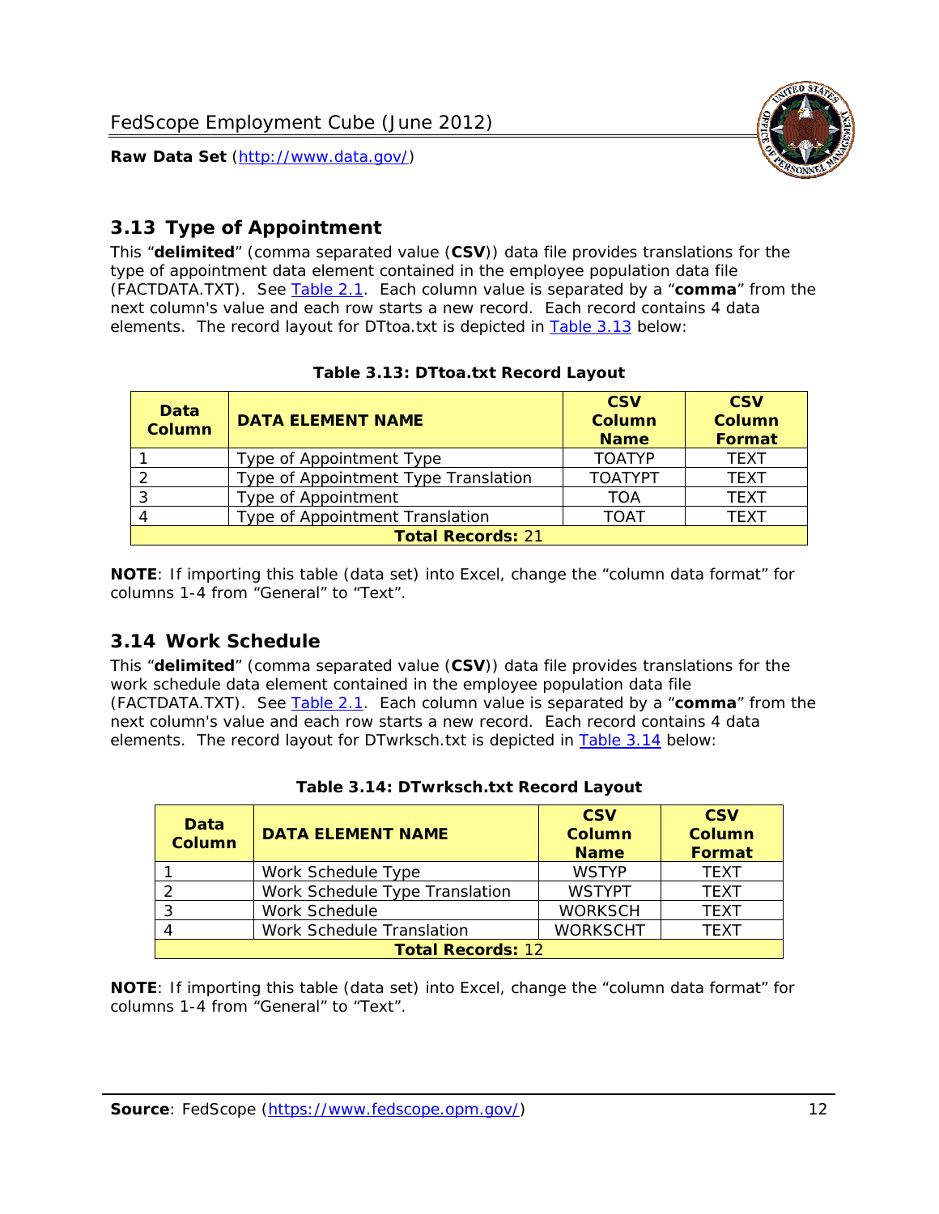## 3.13 Type of Appointment

This "**delimited**" (comma separated value (**CSV**)) data file provides translations for the type of appointment data element contained in the employee population data file (FACTDATA.TXT). See Table 2.1. Each column value is separated by a "**comma**" from the next column's value and each row starts a new record. Each record contains 4 data elements. The record layout for DTtoa.txt is depicted in Table 3.13 below:

**Table 3.13: DTtoa.txt Record Layout**

| Data Column | DATA ELEMENT NAME | CSV Column Name | CSV Column Format |
|---|---|---|---|
| 1 | Type of Appointment Type | TOATYP | TEXT |
| 2 | Type of Appointment Type Translation | TOATYPT | TEXT |
| 3 | Type of Appointment | TOA | TEXT |
| 4 | Type of Appointment Translation | TOAT | TEXT |
| **Total Records:** 21 | | | |

**NOTE**: If importing this table (data set) into Excel, change the "column data format" for columns 1-4 from "General" to "Text".

## 3.14 Work Schedule

This "**delimited**" (comma separated value (**CSV**)) data file provides translations for the work schedule data element contained in the employee population data file (FACTDATA.TXT). See Table 2.1. Each column value is separated by a "**comma**" from the next column's value and each row starts a new record. Each record contains 4 data elements. The record layout for DTwrksch.txt is depicted in Table 3.14 below:

**Table 3.14: DTwrksch.txt Record Layout**

| Data Column | DATA ELEMENT NAME | CSV Column Name | CSV Column Format |
|---|---|---|---|
| 1 | Work Schedule Type | WSTYP | TEXT |
| 2 | Work Schedule Type Translation | WSTYPT | TEXT |
| 3 | Work Schedule | WORKSCH | TEXT |
| 4 | Work Schedule Translation | WORKSCHT | TEXT |
| **Total Records:** 12 | | | |

**NOTE**: If importing this table (data set) into Excel, change the "column data format" for columns 1-4 from "General" to "Text".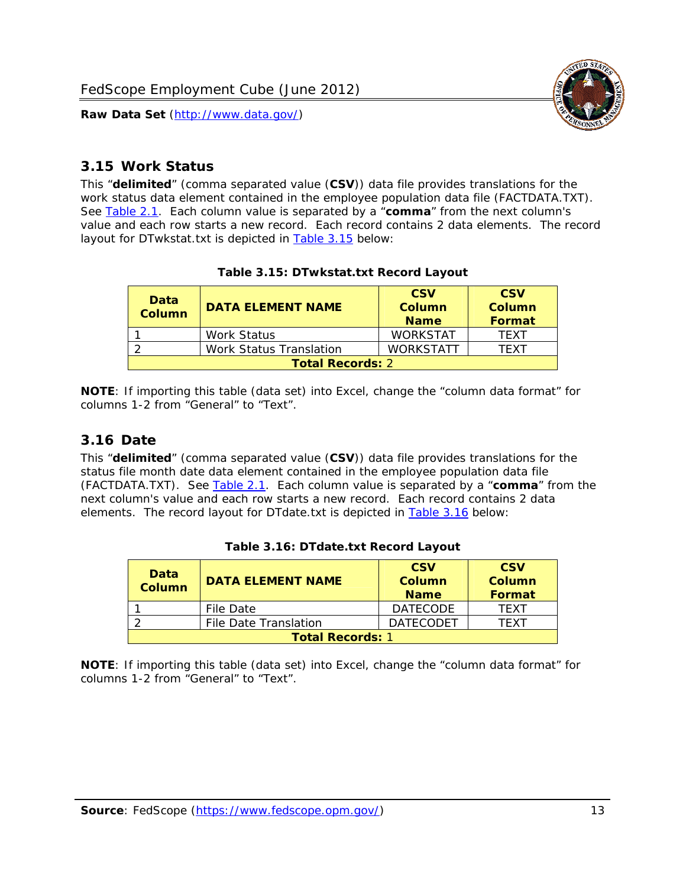## 3.15 Work Status

This "**delimited**" (comma separated value (**CSV**)) data file provides translations for the work status data element contained in the employee population data file (FACTDATA.TXT). See Table 2.1. Each column value is separated by a "**comma**" from the next column's value and each row starts a new record. Each record contains 2 data elements. The record layout for DTwkstat.txt is depicted in Table 3.15 below:

**Table 3.15: DTwkstat.txt Record Layout**

| Data Column | DATA ELEMENT NAME | CSV Column Name | CSV Column Format |
|---|---|---|---|
| 1 | Work Status | WORKSTAT | TEXT |
| 2 | Work Status Translation | WORKSTATT | TEXT |
| **Total Records:** 2 | | | |

**NOTE**: If importing this table (data set) into Excel, change the "column data format" for columns 1-2 from "General" to "Text".

## 3.16 Date

This "**delimited**" (comma separated value (**CSV**)) data file provides translations for the status file month date data element contained in the employee population data file (FACTDATA.TXT). See Table 2.1. Each column value is separated by a "**comma**" from the next column's value and each row starts a new record. Each record contains 2 data elements. The record layout for DTdate.txt is depicted in Table 3.16 below:

**Table 3.16: DTdate.txt Record Layout**

| Data Column | DATA ELEMENT NAME | CSV Column Name | CSV Column Format |
|---|---|---|---|
| 1 | File Date | DATECODE | TEXT |
| 2 | File Date Translation | DATECODET | TEXT |
| **Total Records:** 1 | | | |

**NOTE**: If importing this table (data set) into Excel, change the "column data format" for columns 1-2 from "General" to "Text".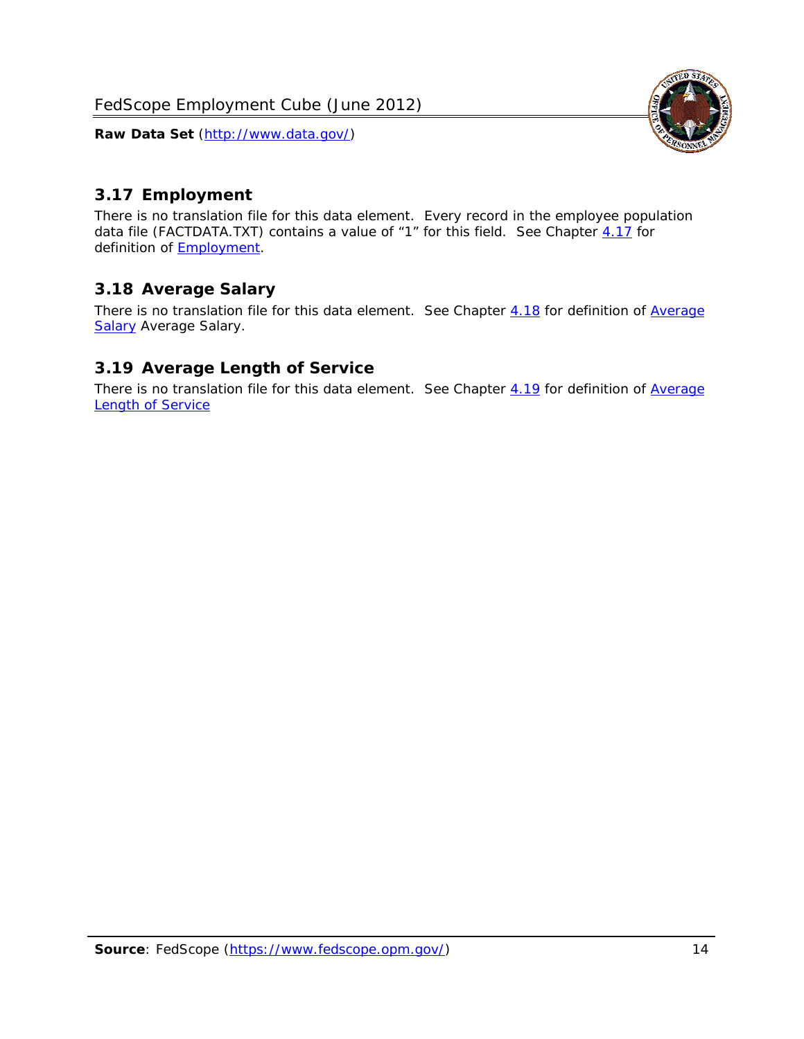## 3.17 Employment

There is no translation file for this data element. Every record in the employee population data file (FACTDATA.TXT) contains a value of "1" for this field. See Chapter 4.17 for definition of Employment.

## 3.18 Average Salary

There is no translation file for this data element. See Chapter 4.18 for definition of Average Salary Average Salary.

## 3.19 Average Length of Service

There is no translation file for this data element. See Chapter 4.19 for definition of Average Length of Service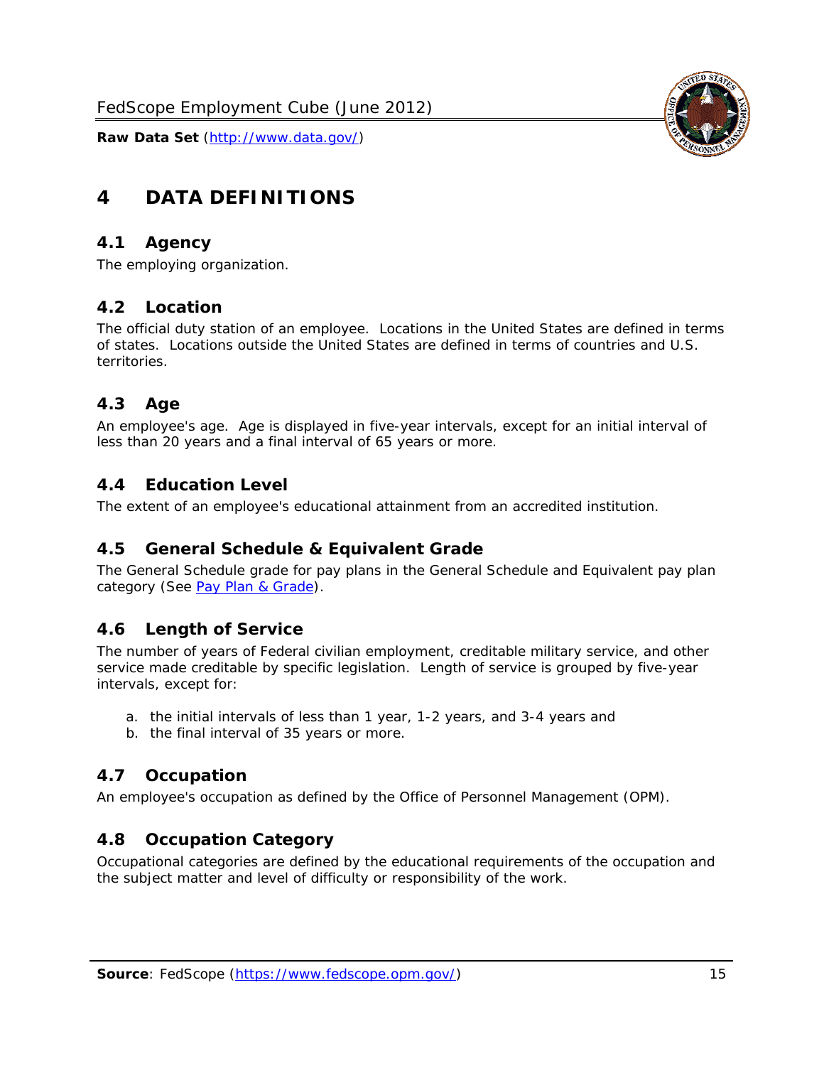# 4 DATA DEFINITIONS

## 4.1 Agency

The employing organization.

## 4.2 Location

The official duty station of an employee. Locations in the United States are defined in terms of states. Locations outside the United States are defined in terms of countries and U.S. territories.

## 4.3 Age

An employee's age. Age is displayed in five-year intervals, except for an initial interval of less than 20 years and a final interval of 65 years or more.

## 4.4 Education Level

The extent of an employee's educational attainment from an accredited institution.

## 4.5 General Schedule & Equivalent Grade

The General Schedule grade for pay plans in the General Schedule and Equivalent pay plan category (See Pay Plan & Grade).

## 4.6 Length of Service

The number of years of Federal civilian employment, creditable military service, and other service made creditable by specific legislation. Length of service is grouped by five-year intervals, except for:

a. the initial intervals of less than 1 year, 1-2 years, and 3-4 years and
b. the final interval of 35 years or more.

## 4.7 Occupation

An employee's occupation as defined by the Office of Personnel Management (OPM).

## 4.8 Occupation Category

Occupational categories are defined by the educational requirements of the occupation and the subject matter and level of difficulty or responsibility of the work.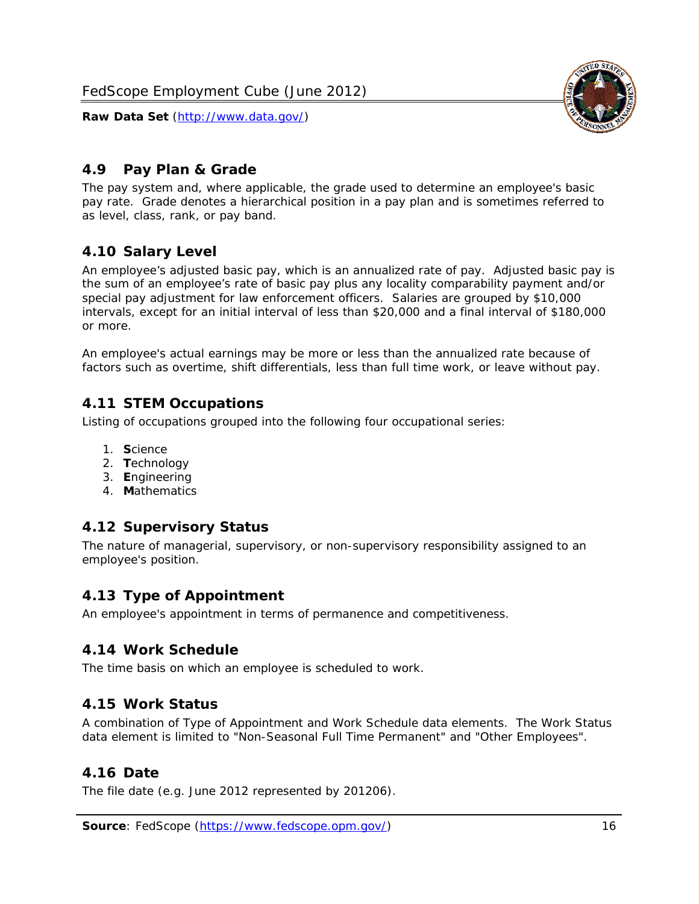## 4.9 Pay Plan & Grade

The pay system and, where applicable, the grade used to determine an employee's basic pay rate. Grade denotes a hierarchical position in a pay plan and is sometimes referred to as level, class, rank, or pay band.

## 4.10 Salary Level

An employee's adjusted basic pay, which is an annualized rate of pay. Adjusted basic pay is the sum of an employee's rate of basic pay plus any locality comparability payment and/or special pay adjustment for law enforcement officers. Salaries are grouped by $10,000 intervals, except for an initial interval of less than $20,000 and a final interval of $180,000 or more.

An employee's actual earnings may be more or less than the annualized rate because of factors such as overtime, shift differentials, less than full time work, or leave without pay.

## 4.11 STEM Occupations

Listing of occupations grouped into the following four occupational series:

1. **S**cience
2. **T**echnology
3. **E**ngineering
4. **M**athematics

## 4.12 Supervisory Status

The nature of managerial, supervisory, or non-supervisory responsibility assigned to an employee's position.

## 4.13 Type of Appointment

An employee's appointment in terms of permanence and competitiveness.

## 4.14 Work Schedule

The time basis on which an employee is scheduled to work.

## 4.15 Work Status

A combination of Type of Appointment and Work Schedule data elements. The Work Status data element is limited to "Non-Seasonal Full Time Permanent" and "Other Employees".

## 4.16 Date

The file date (e.g. June 2012 represented by 201206).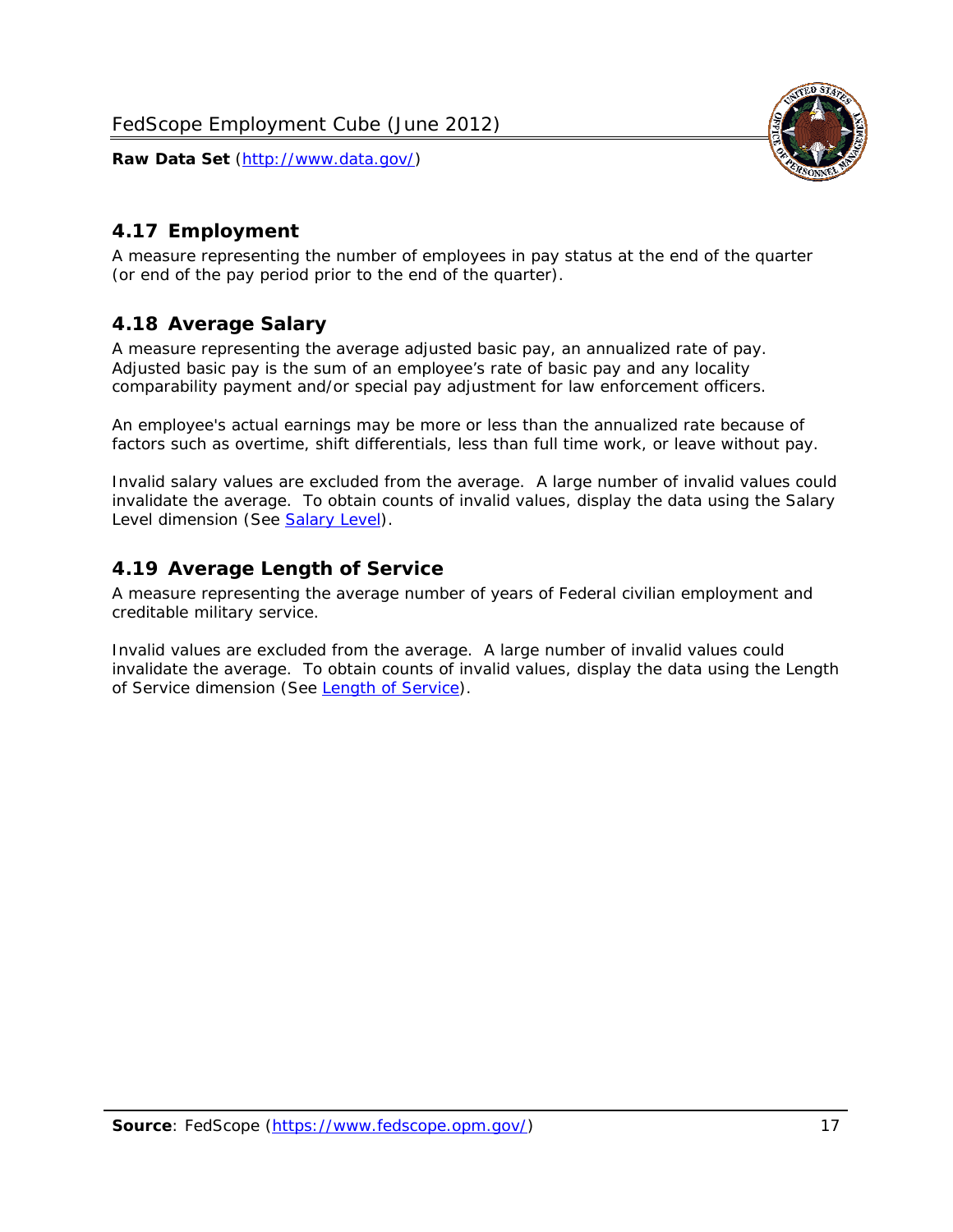## 4.17 Employment

A measure representing the number of employees in pay status at the end of the quarter (or end of the pay period prior to the end of the quarter).

## 4.18 Average Salary

A measure representing the average adjusted basic pay, an annualized rate of pay. Adjusted basic pay is the sum of an employee's rate of basic pay and any locality comparability payment and/or special pay adjustment for law enforcement officers.

An employee's actual earnings may be more or less than the annualized rate because of factors such as overtime, shift differentials, less than full time work, or leave without pay.

Invalid salary values are excluded from the average. A large number of invalid values could invalidate the average. To obtain counts of invalid values, display the data using the Salary Level dimension (See Salary Level).

## 4.19 Average Length of Service

A measure representing the average number of years of Federal civilian employment and creditable military service.

Invalid values are excluded from the average. A large number of invalid values could invalidate the average. To obtain counts of invalid values, display the data using the Length of Service dimension (See Length of Service).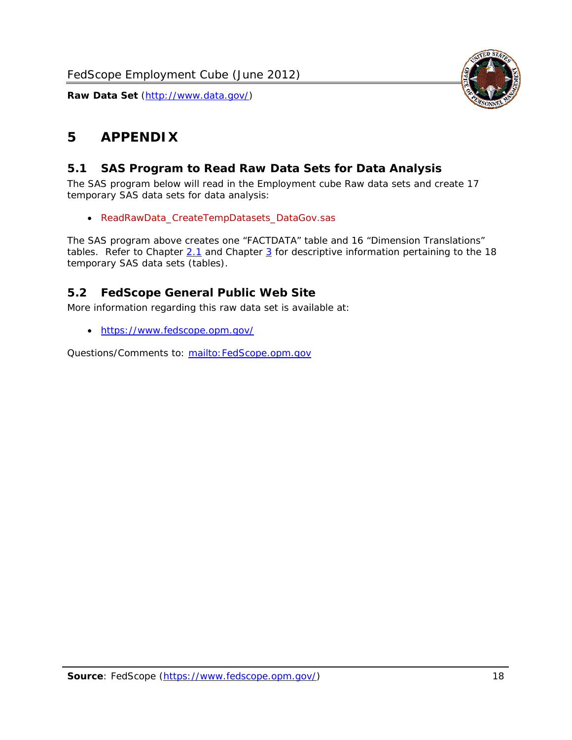# 5 APPENDIX

## 5.1 SAS Program to Read Raw Data Sets for Data Analysis

The SAS program below will read in the Employment cube Raw data sets and create 17 temporary SAS data sets for data analysis:

- ReadRawData_CreateTempDatasets_DataGov.sas

The SAS program above creates one "FACTDATA" table and 16 "Dimension Translations" tables. Refer to Chapter 2.1 and Chapter 3 for descriptive information pertaining to the 18 temporary SAS data sets (tables).

## 5.2 FedScope General Public Web Site

More information regarding this raw data set is available at:

- https://www.fedscope.opm.gov/

Questions/Comments to: mailto:FedScope.opm.gov